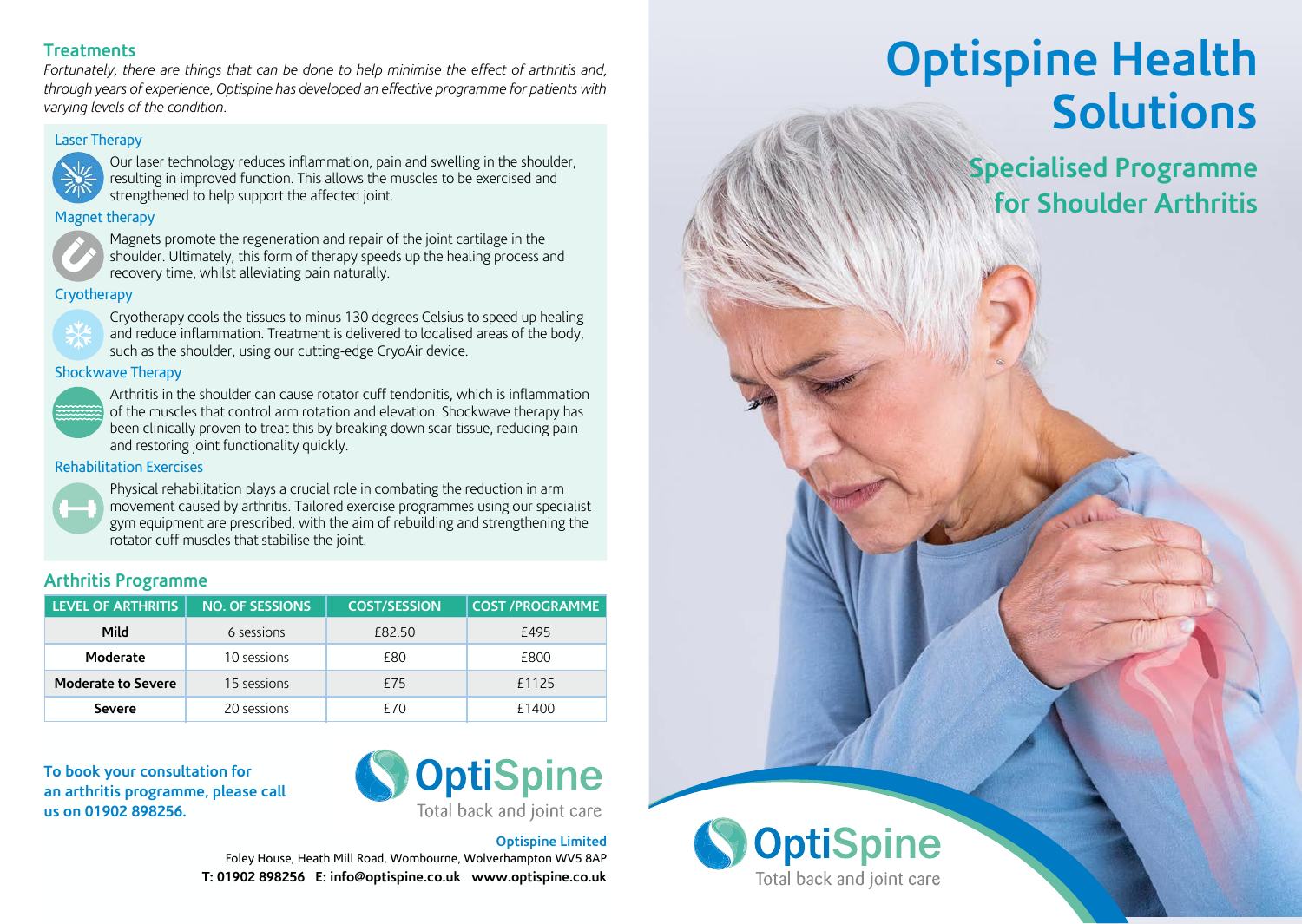# Optispine Health Solutions

## Specialised Programme for Shoulder Arthritis

## Treatments

*Fortunately, there are things that can be done to help minimise the effect of arthritis and, through years of experience, Optispine has developed an effective programme for patients with varying levels of the condition.*

### Laser Therapy

Our laser technology reduces inflammation, pain and swelling in the shoulder, resulting in improved function. This allows the muscles to be exercised and strengthened to help support the affected joint.

### Magnet therapy

Magnets promote the regeneration and repair of the joint cartilage in the shoulder. Ultimately, this form of therapy speeds up the healing process and recovery time, whilst alleviating pain naturally.

### Cryotherapy

Cryotherapy cools the tissues to minus 130 degrees Celsius to speed up healing and reduce inflammation. Treatment is delivered to localised areas of the body, such as the shoulder, using our cutting-edge CryoAir device.

### Shockwave Therapy

Arthritis in the shoulder can cause rotator cuff tendonitis, which is inflammation of the muscles that control arm rotation and elevation. Shockwave therapy has been clinically proven to treat this by breaking down scar tissue, reducing pain and restoring joint functionality quickly.

### Rehabilitation Exercises

Physical rehabilitation plays a crucial role in combating the reduction in arm movement caused by arthritis. Tailored exercise programmes using our specialist gym equipment are prescribed, with the aim of rebuilding and strengthening the rotator cuff muscles that stabilise the joint.

## Arthritis Programme

| LEVEL OF ARTHRITIS | NO. OF SESSIONS | COST/SESSION | COST /PROGRAMME |
|---|---|---|---|
| **Mild** | 6 sessions | £82.50 | £495 |
| **Moderate** | 10 sessions | £80 | £800 |
| **Moderate to Severe** | 15 sessions | £75 | £1125 |
| **Severe** | 20 sessions | £70 | £1400 |

**To book your consultation for an arthritis programme, please call us on 01902 898256.**

OptiSpine
Total back and joint care

**Optispine Limited**
Foley House, Heath Mill Road, Wombourne, Wolverhampton WV5 8AP
**T: 01902 898256 E: info@optispine.co.uk www.optispine.co.uk**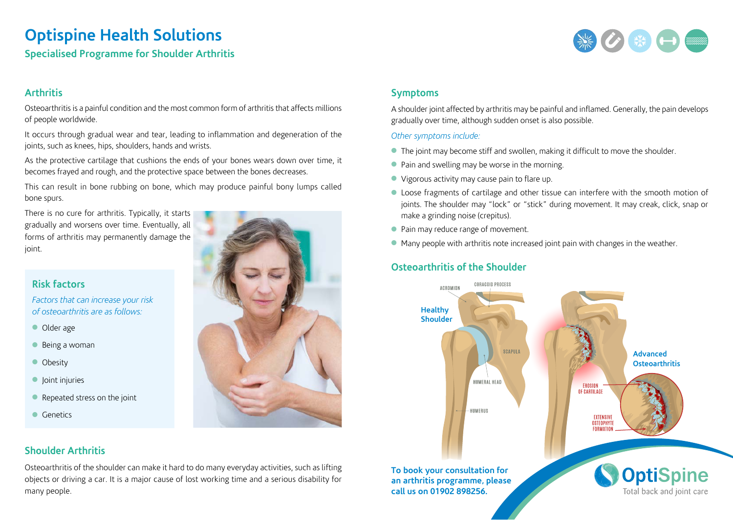# Optispine Health Solutions

## Specialised Programme for Shoulder Arthritis

### Arthritis

Osteoarthritis is a painful condition and the most common form of arthritis that affects millions of people worldwide.

It occurs through gradual wear and tear, leading to inflammation and degeneration of the joints, such as knees, hips, shoulders, hands and wrists.

As the protective cartilage that cushions the ends of your bones wears down over time, it becomes frayed and rough, and the protective space between the bones decreases.

This can result in bone rubbing on bone, which may produce painful bony lumps called bone spurs.

There is no cure for arthritis. Typically, it starts gradually and worsens over time. Eventually, all forms of arthritis may permanently damage the joint.

### Risk factors

*Factors that can increase your risk of osteoarthritis are as follows:*

- Older age
- Being a woman
- Obesity
- Joint injuries
- Repeated stress on the joint
- Genetics

### Shoulder Arthritis

Osteoarthritis of the shoulder can make it hard to do many everyday activities, such as lifting objects or driving a car. It is a major cause of lost working time and a serious disability for many people.

### Symptoms

A shoulder joint affected by arthritis may be painful and inflamed. Generally, the pain develops gradually over time, although sudden onset is also possible.

*Other symptoms include:*

- The joint may become stiff and swollen, making it difficult to move the shoulder.
- Pain and swelling may be worse in the morning.
- Vigorous activity may cause pain to flare up.
- Loose fragments of cartilage and other tissue can interfere with the smooth motion of joints. The shoulder may "lock" or "stick" during movement. It may creak, click, snap or make a grinding noise (crepitus).
- Pain may reduce range of movement.
- Many people with arthritis note increased joint pain with changes in the weather.

### Osteoarthritis of the Shoulder

Healthy Shoulder

ACROMION

CORACOID PROCESS

SCAPULA

HUMERAL HEAD

HUMERUS

Advanced Osteoarthritis

EROSION OF CARTILAGE

EXTENSIVE OSTEOPHYTE FORMATION

**To book your consultation for an arthritis programme, please call us on 01902 898256.**

**OptiSpine**
Total back and joint care